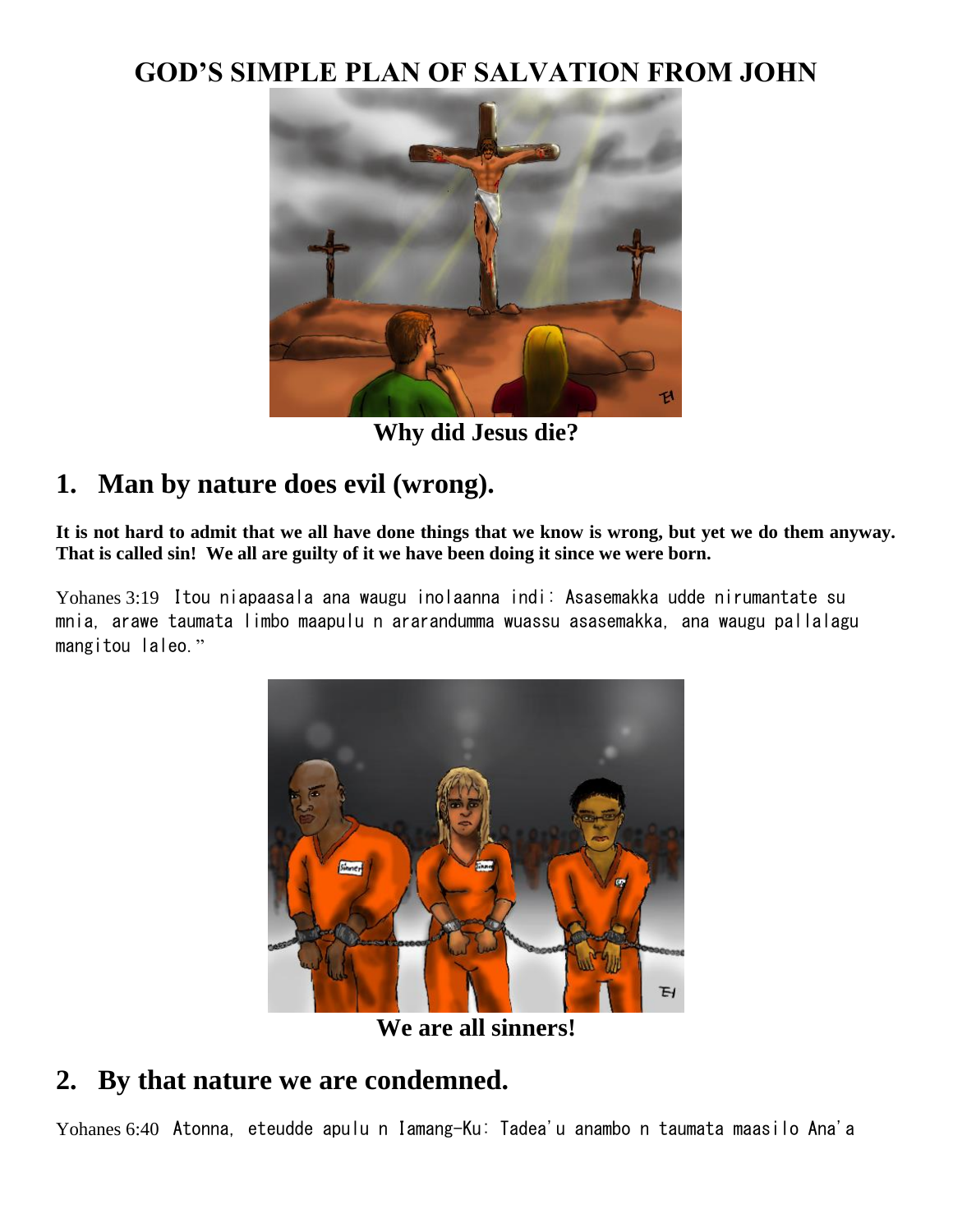# GOD'S SIMPLE PLAN OF SALVATION FROM JOHN

**Why did Jesus die?**

## 1. Man by nature does evil (wrong).

**It is not hard to admit that we all have done things that we know is wrong, but yet we do them anyway. That is called sin! We all are guilty of it we have been doing it since we were born.**

Yohanes 3:19 Itou niapaasala ana waugu inolaanna indi: Asasemakka udde nirumantate su mnia, arawe taumata limbo maapulu n ararandumma wuassu asasemakka, ana waugu pallalagu mangitou laleo."

**We are all sinners!**

## 2. By that nature we are condemned.

Yohanes 6:40 Atonna, eteudde apulu n Iamang-Ku: Tadea'u anambo n taumata maasilo Ana'a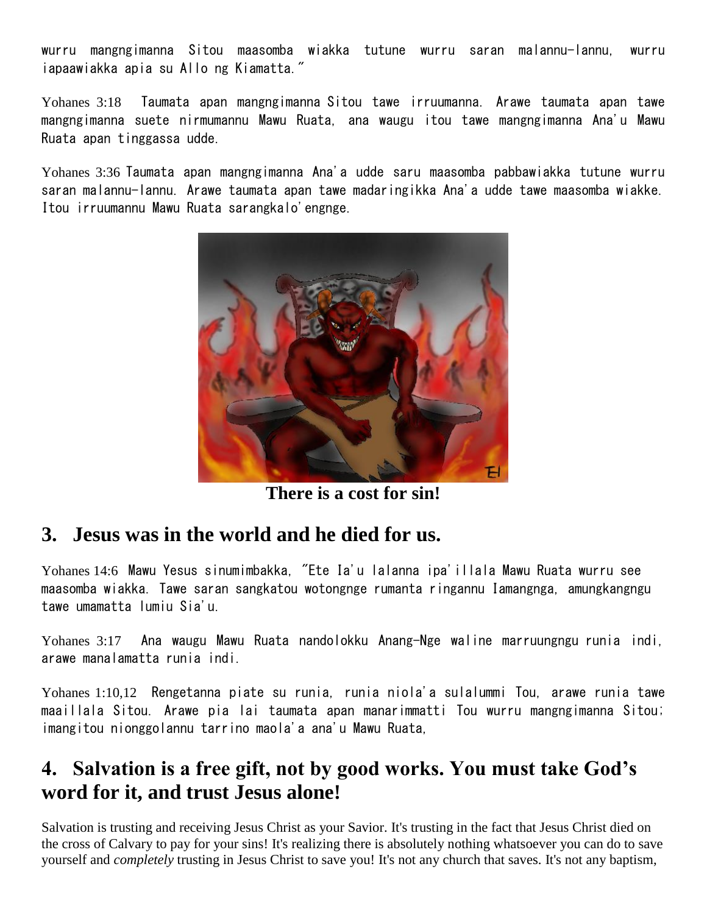wurru mangngimanna Sitou maasomba wiakka tutune wurru saran malannu-lannu, wurru iapaawiakka apia su Allo ng Kiamatta."

Yohanes 3:18 Taumata apan mangngimanna Sitou tawe irruumanna. Arawe taumata apan tawe mangngimanna suete nirmumannu Mawu Ruata, ana waugu itou tawe mangngimanna Ana'u Mawu Ruata apan tinggassa udde.

Yohanes 3:36 Taumata apan mangngimanna Ana'a udde saru maasomba pabbawiakka tutune wurru saran malannu-lannu. Arawe taumata apan tawe madaringikka Ana'a udde tawe maasomba wiakke. Itou irruumannu Mawu Ruata sarangkalo'engnge.

**There is a cost for sin!**

## 3. Jesus was in the world and he died for us.

Yohanes 14:6 Mawu Yesus sinumimbakka, "Ete Ia'u lalanna ipa'illala Mawu Ruata wurru see maasomba wiakka. Tawe saran sangkatou wotongnge rumanta ringannu Iamangnga, amungkangngu tawe umamatta lumiu Sia'u.

Yohanes 3:17 Ana waugu Mawu Ruata nandolokku Anang-Nge waline marruungngu runia indi, arawe manalamatta runia indi.

Yohanes 1:10,12 Rengetanna piate su runia, runia niola'a sulalummi Tou, arawe runia tawe maaillala Sitou. Arawe pia lai taumata apan manarimmatti Tou wurru mangngimanna Sitou; imangitou nionggolannu tarrino maola'a ana'u Mawu Ruata,

## 4. Salvation is a free gift, not by good works. You must take God's word for it, and trust Jesus alone!

Salvation is trusting and receiving Jesus Christ as your Savior. It's trusting in the fact that Jesus Christ died on the cross of Calvary to pay for your sins! It's realizing there is absolutely nothing whatsoever you can do to save yourself and *completely* trusting in Jesus Christ to save you! It's not any church that saves. It's not any baptism,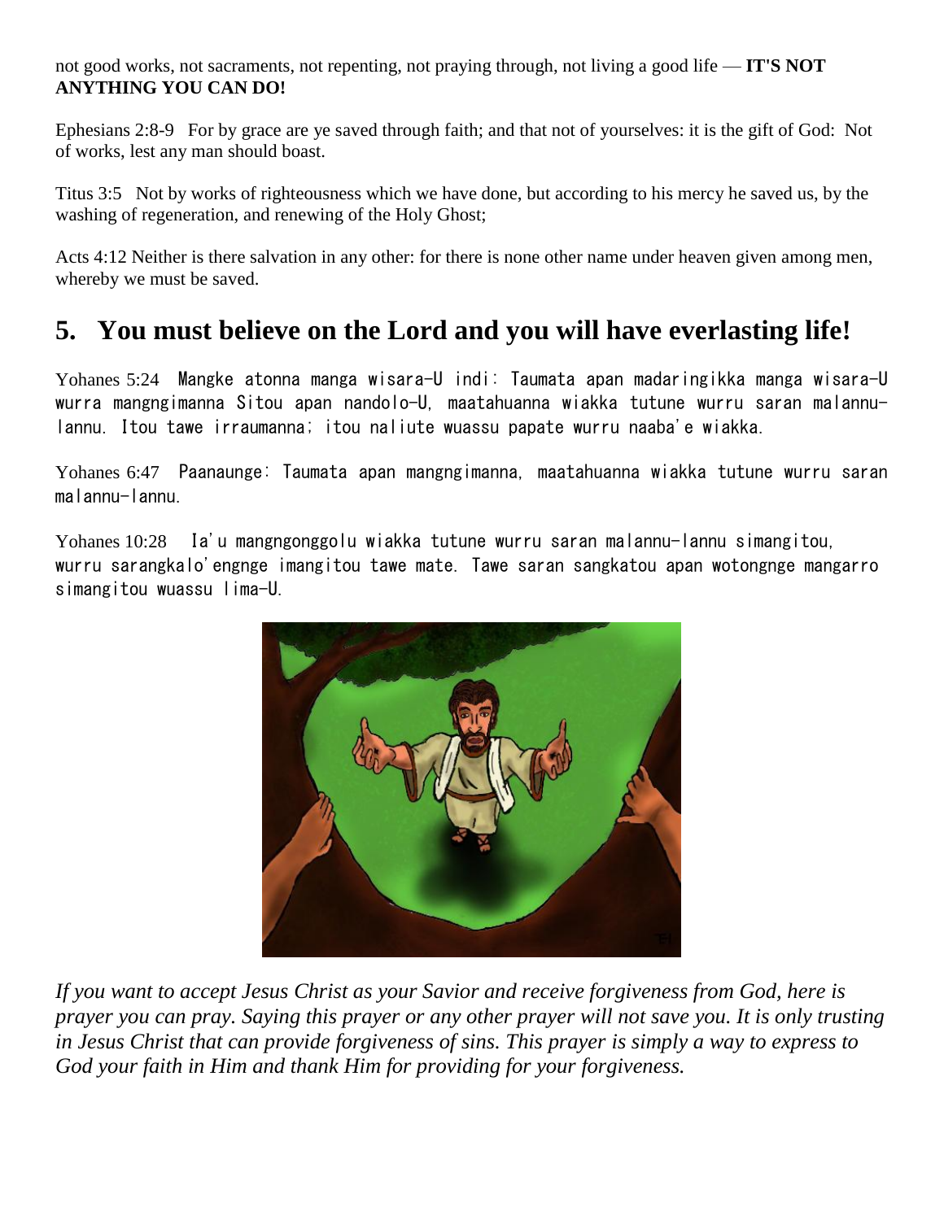not good works, not sacraments, not repenting, not praying through, not living a good life — **IT'S NOT ANYTHING YOU CAN DO!**

Ephesians 2:8-9 For by grace are ye saved through faith; and that not of yourselves: it is the gift of God: Not of works, lest any man should boast.

Titus 3:5 Not by works of righteousness which we have done, but according to his mercy he saved us, by the washing of regeneration, and renewing of the Holy Ghost;

Acts 4:12 Neither is there salvation in any other: for there is none other name under heaven given among men, whereby we must be saved.

## 5. You must believe on the Lord and you will have everlasting life!

Yohanes 5:24 Mangke atonna manga wisara-U indi: Taumata apan madaringikka manga wisara-U wurra mangngimanna Sitou apan nandolo-U, maatahuanna wiakka tutune wurru saran malannu-lannu. Itou tawe irraumanna; itou naliute wuassu papate wurru naaba'e wiakka.

Yohanes 6:47 Paanaunge: Taumata apan mangngimanna, maatahuanna wiakka tutune wurru saran malannu-lannu.

Yohanes 10:28 Ia'u mangngonggolu wiakka tutune wurru saran malannu-lannu simangitou, wurru sarangkalo'engnge imangitou tawe mate. Tawe saran sangkatou apan wotongnge mangarro simangitou wuassu lima-U.

*If you want to accept Jesus Christ as your Savior and receive forgiveness from God, here is prayer you can pray. Saying this prayer or any other prayer will not save you. It is only trusting in Jesus Christ that can provide forgiveness of sins. This prayer is simply a way to express to God your faith in Him and thank Him for providing for your forgiveness.*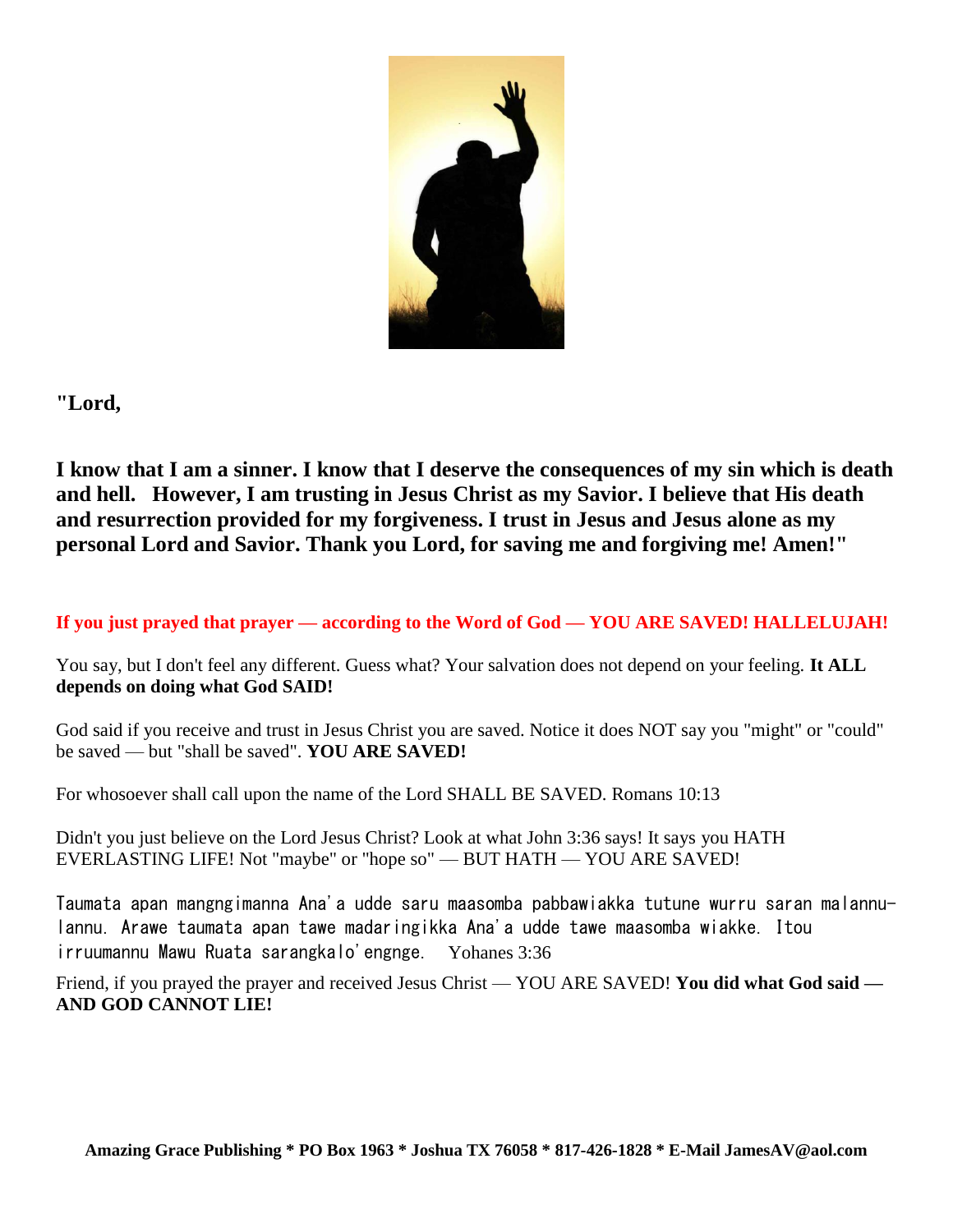**"Lord,**

**I know that I am a sinner. I know that I deserve the consequences of my sin which is death and hell. However, I am trusting in Jesus Christ as my Savior. I believe that His death and resurrection provided for my forgiveness. I trust in Jesus and Jesus alone as my personal Lord and Savior. Thank you Lord, for saving me and forgiving me! Amen!"**

**If you just prayed that prayer — according to the Word of God — YOU ARE SAVED! HALLELUJAH!**

You say, but I don't feel any different. Guess what? Your salvation does not depend on your feeling. **It ALL depends on doing what God SAID!**

God said if you receive and trust in Jesus Christ you are saved. Notice it does NOT say you "might" or "could" be saved — but "shall be saved". **YOU ARE SAVED!**

For whosoever shall call upon the name of the Lord SHALL BE SAVED. Romans 10:13

Didn't you just believe on the Lord Jesus Christ? Look at what John 3:36 says! It says you HATH EVERLASTING LIFE! Not "maybe" or "hope so" — BUT HATH — YOU ARE SAVED!

Taumata apan mangngimanna Ana'a udde saru maasomba pabbawiakka tutune wurru saran malannu-lannu. Arawe taumata apan tawe madaringikka Ana'a udde tawe maasomba wiakke. Itou irruumannu Mawu Ruata sarangkalo'engnge. Yohanes 3:36

Friend, if you prayed the prayer and received Jesus Christ — YOU ARE SAVED! **You did what God said — AND GOD CANNOT LIE!**

**Amazing Grace Publishing * PO Box 1963 * Joshua TX 76058 * 817-426-1828 * E-Mail JamesAV@aol.com**